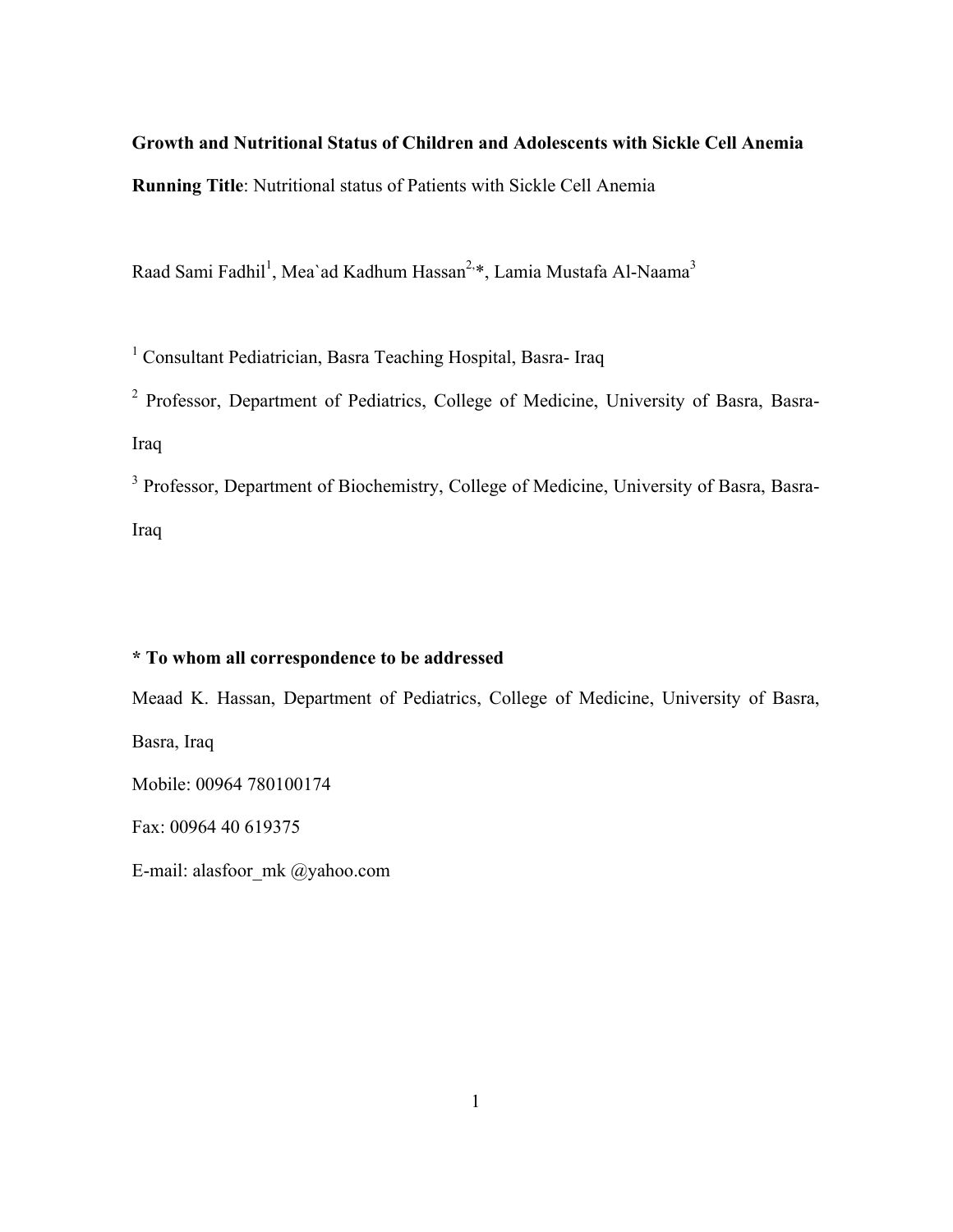**Growth and Nutritional Status of Children and Adolescents with Sickle Cell Anemia**

**Running Title**: Nutritional status of Patients with Sickle Cell Anemia

Raad Sami Fadhil[1], Mea`ad Kadhum Hassan[2,*], Lamia Mustafa Al-Naama[3]

[1] Consultant Pediatrician, Basra Teaching Hospital, Basra- Iraq

[2] Professor, Department of Pediatrics, College of Medicine, University of Basra, Basra- Iraq

[3] Professor, Department of Biochemistry, College of Medicine, University of Basra, Basra- Iraq

**\* To whom all correspondence to be addressed**

Meaad K. Hassan, Department of Pediatrics, College of Medicine, University of Basra, Basra, Iraq

Mobile: 00964 780100174

Fax: 00964 40 619375

E-mail: alasfoor_mk @yahoo.com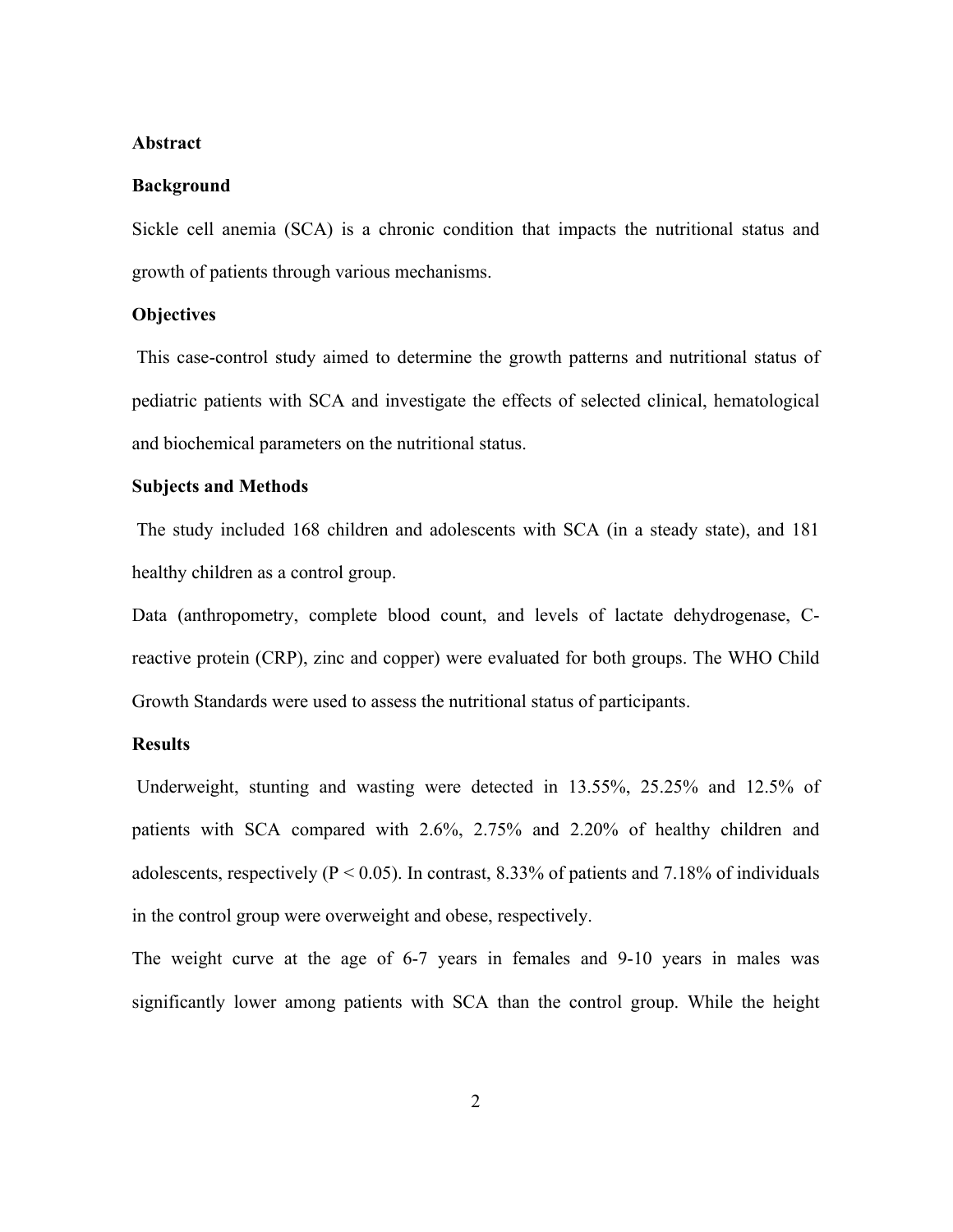## Abstract

### Background

Sickle cell anemia (SCA) is a chronic condition that impacts the nutritional status and growth of patients through various mechanisms.

### Objectives

This case-control study aimed to determine the growth patterns and nutritional status of pediatric patients with SCA and investigate the effects of selected clinical, hematological and biochemical parameters on the nutritional status.

### Subjects and Methods

The study included 168 children and adolescents with SCA (in a steady state), and 181 healthy children as a control group.

Data (anthropometry, complete blood count, and levels of lactate dehydrogenase, C-reactive protein (CRP), zinc and copper) were evaluated for both groups. The WHO Child Growth Standards were used to assess the nutritional status of participants.

### Results

Underweight, stunting and wasting were detected in 13.55%, 25.25% and 12.5% of patients with SCA compared with 2.6%, 2.75% and 2.20% of healthy children and adolescents, respectively ($P < 0.05$). In contrast, 8.33% of patients and 7.18% of individuals in the control group were overweight and obese, respectively.

The weight curve at the age of 6-7 years in females and 9-10 years in males was significantly lower among patients with SCA than the control group. While the height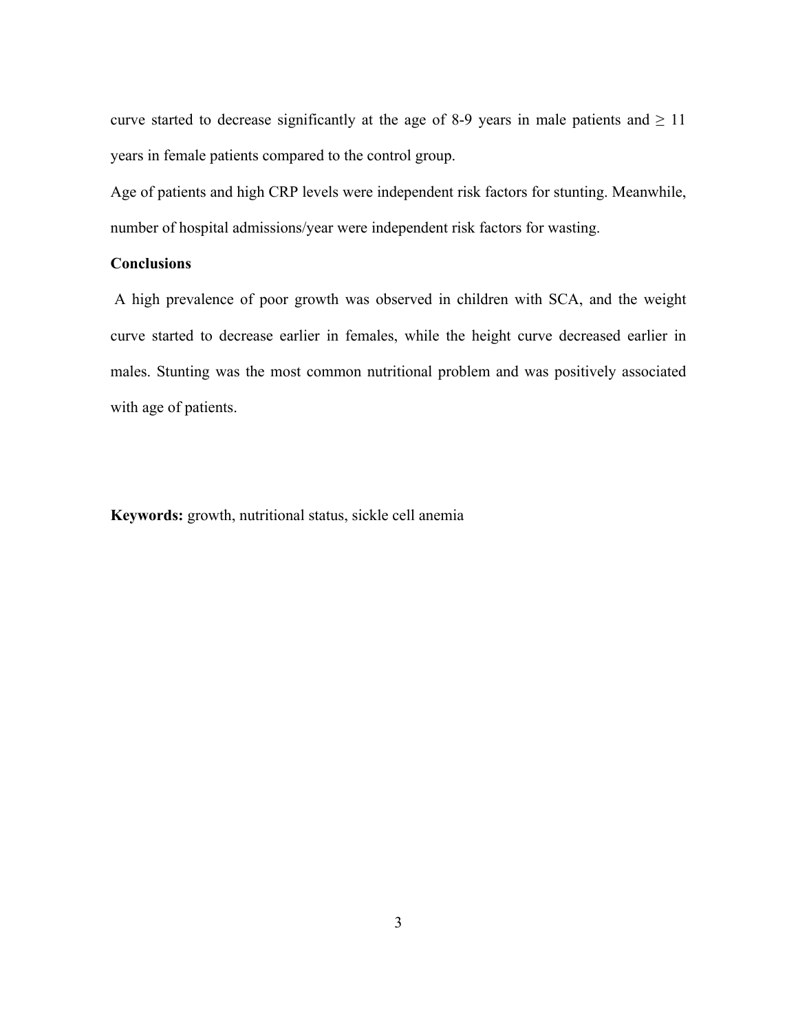curve started to decrease significantly at the age of 8-9 years in male patients and ≥ 11 years in female patients compared to the control group.

Age of patients and high CRP levels were independent risk factors for stunting. Meanwhile, number of hospital admissions/year were independent risk factors for wasting.

**Conclusions**

A high prevalence of poor growth was observed in children with SCA, and the weight curve started to decrease earlier in females, while the height curve decreased earlier in males. Stunting was the most common nutritional problem and was positively associated with age of patients.

**Keywords:** growth, nutritional status, sickle cell anemia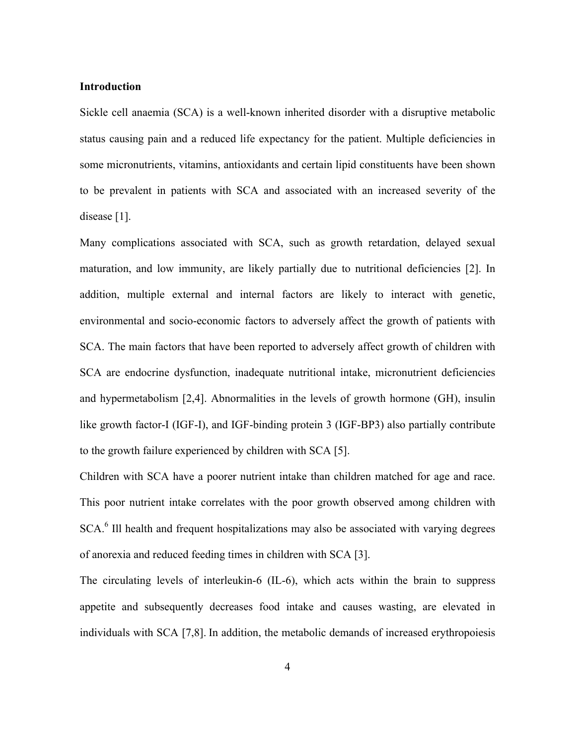**Introduction**

Sickle cell anaemia (SCA) is a well-known inherited disorder with a disruptive metabolic status causing pain and a reduced life expectancy for the patient. Multiple deficiencies in some micronutrients, vitamins, antioxidants and certain lipid constituents have been shown to be prevalent in patients with SCA and associated with an increased severity of the disease [1].

Many complications associated with SCA, such as growth retardation, delayed sexual maturation, and low immunity, are likely partially due to nutritional deficiencies [2]. In addition, multiple external and internal factors are likely to interact with genetic, environmental and socio-economic factors to adversely affect the growth of patients with SCA. The main factors that have been reported to adversely affect growth of children with SCA are endocrine dysfunction, inadequate nutritional intake, micronutrient deficiencies and hypermetabolism [2,4]. Abnormalities in the levels of growth hormone (GH), insulin like growth factor-I (IGF-I), and IGF-binding protein 3 (IGF-BP3) also partially contribute to the growth failure experienced by children with SCA [5].

Children with SCA have a poorer nutrient intake than children matched for age and race. This poor nutrient intake correlates with the poor growth observed among children with SCA.[6] Ill health and frequent hospitalizations may also be associated with varying degrees of anorexia and reduced feeding times in children with SCA [3].

The circulating levels of interleukin-6 (IL-6), which acts within the brain to suppress appetite and subsequently decreases food intake and causes wasting, are elevated in individuals with SCA [7,8]. In addition, the metabolic demands of increased erythropoiesis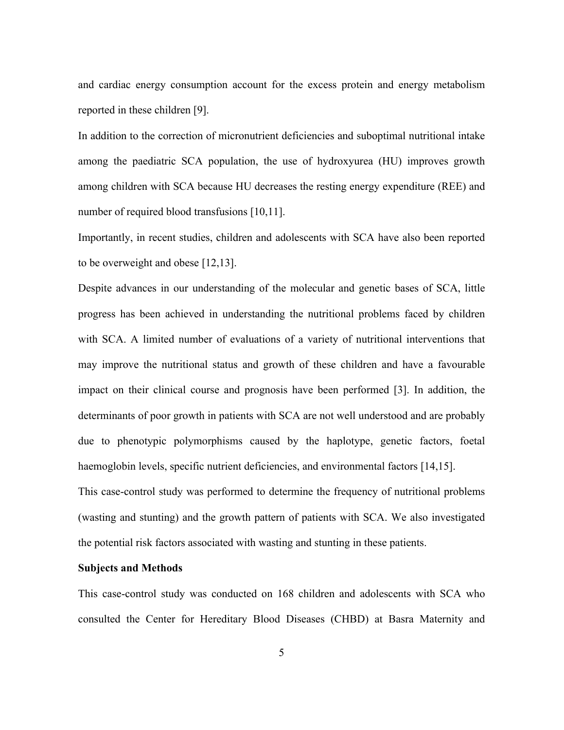and cardiac energy consumption account for the excess protein and energy metabolism reported in these children [9].

In addition to the correction of micronutrient deficiencies and suboptimal nutritional intake among the paediatric SCA population, the use of hydroxyurea (HU) improves growth among children with SCA because HU decreases the resting energy expenditure (REE) and number of required blood transfusions [10,11].

Importantly, in recent studies, children and adolescents with SCA have also been reported to be overweight and obese [12,13].

Despite advances in our understanding of the molecular and genetic bases of SCA, little progress has been achieved in understanding the nutritional problems faced by children with SCA. A limited number of evaluations of a variety of nutritional interventions that may improve the nutritional status and growth of these children and have a favourable impact on their clinical course and prognosis have been performed [3]. In addition, the determinants of poor growth in patients with SCA are not well understood and are probably due to phenotypic polymorphisms caused by the haplotype, genetic factors, foetal haemoglobin levels, specific nutrient deficiencies, and environmental factors [14,15].

This case-control study was performed to determine the frequency of nutritional problems (wasting and stunting) and the growth pattern of patients with SCA. We also investigated the potential risk factors associated with wasting and stunting in these patients.

**Subjects and Methods**

This case-control study was conducted on 168 children and adolescents with SCA who consulted the Center for Hereditary Blood Diseases (CHBD) at Basra Maternity and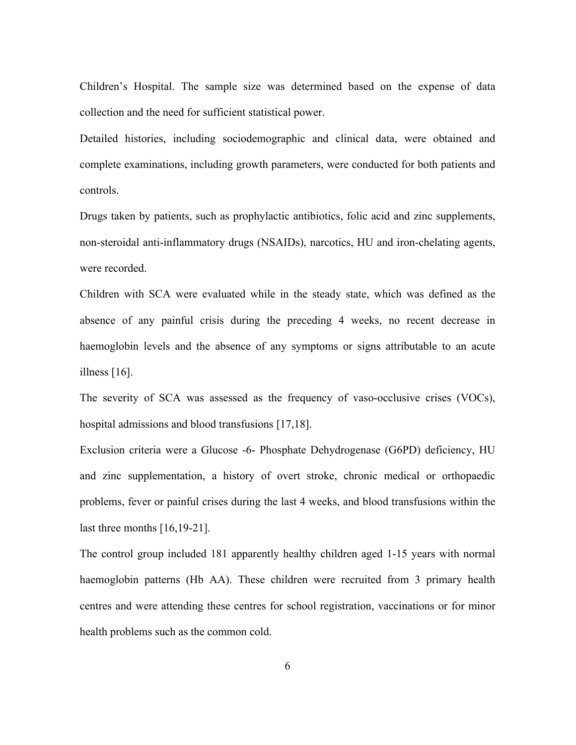Children's Hospital. The sample size was determined based on the expense of data collection and the need for sufficient statistical power.

Detailed histories, including sociodemographic and clinical data, were obtained and complete examinations, including growth parameters, were conducted for both patients and controls.

Drugs taken by patients, such as prophylactic antibiotics, folic acid and zinc supplements, non-steroidal anti-inflammatory drugs (NSAIDs), narcotics, HU and iron-chelating agents, were recorded.

Children with SCA were evaluated while in the steady state, which was defined as the absence of any painful crisis during the preceding 4 weeks, no recent decrease in haemoglobin levels and the absence of any symptoms or signs attributable to an acute illness [16].

The severity of SCA was assessed as the frequency of vaso-occlusive crises (VOCs), hospital admissions and blood transfusions [17,18].

Exclusion criteria were a Glucose -6- Phosphate Dehydrogenase (G6PD) deficiency, HU and zinc supplementation, a history of overt stroke, chronic medical or orthopaedic problems, fever or painful crises during the last 4 weeks, and blood transfusions within the last three months [16,19-21].

The control group included 181 apparently healthy children aged 1-15 years with normal haemoglobin patterns (Hb AA). These children were recruited from 3 primary health centres and were attending these centres for school registration, vaccinations or for minor health problems such as the common cold.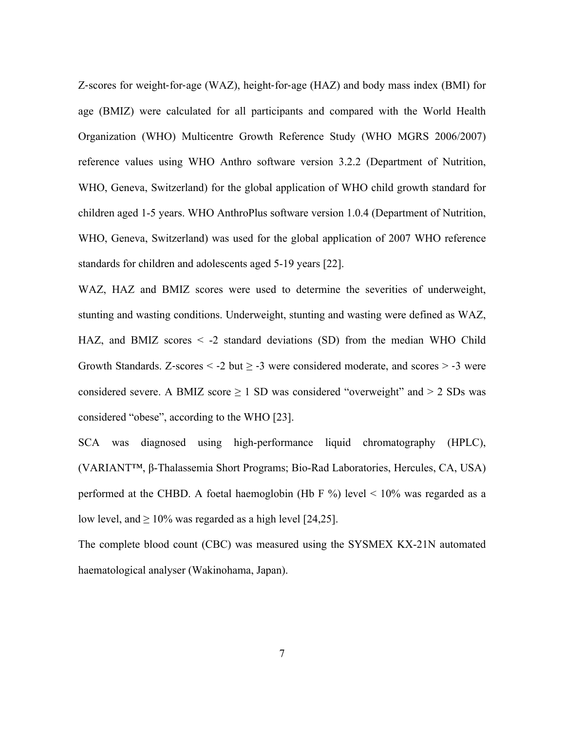Z-scores for weight-for-age (WAZ), height-for-age (HAZ) and body mass index (BMI) for age (BMIZ) were calculated for all participants and compared with the World Health Organization (WHO) Multicentre Growth Reference Study (WHO MGRS 2006/2007) reference values using WHO Anthro software version 3.2.2 (Department of Nutrition, WHO, Geneva, Switzerland) for the global application of WHO child growth standard for children aged 1-5 years. WHO AnthroPlus software version 1.0.4 (Department of Nutrition, WHO, Geneva, Switzerland) was used for the global application of 2007 WHO reference standards for children and adolescents aged 5-19 years [22].

WAZ, HAZ and BMIZ scores were used to determine the severities of underweight, stunting and wasting conditions. Underweight, stunting and wasting were defined as WAZ, HAZ, and BMIZ scores < -2 standard deviations (SD) from the median WHO Child Growth Standards. Z-scores < -2 but ≥ -3 were considered moderate, and scores > -3 were considered severe. A BMIZ score ≥ 1 SD was considered "overweight" and > 2 SDs was considered "obese", according to the WHO [23].

SCA was diagnosed using high-performance liquid chromatography (HPLC), (VARIANT™, β-Thalassemia Short Programs; Bio-Rad Laboratories, Hercules, CA, USA) performed at the CHBD. A foetal haemoglobin (Hb F %) level < 10% was regarded as a low level, and ≥ 10% was regarded as a high level [24,25].

The complete blood count (CBC) was measured using the SYSMEX KX-21N automated haematological analyser (Wakinohama, Japan).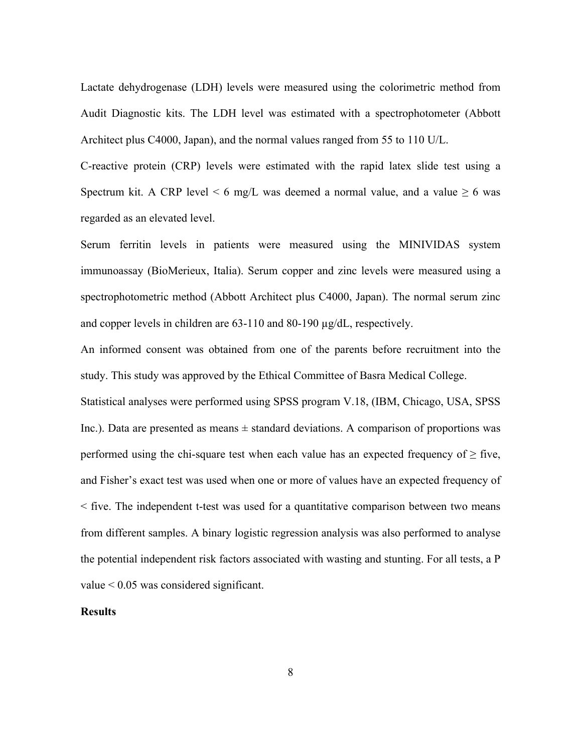Lactate dehydrogenase (LDH) levels were measured using the colorimetric method from Audit Diagnostic kits. The LDH level was estimated with a spectrophotometer (Abbott Architect plus C4000, Japan), and the normal values ranged from 55 to 110 U/L.

C-reactive protein (CRP) levels were estimated with the rapid latex slide test using a Spectrum kit. A CRP level < 6 mg/L was deemed a normal value, and a value ≥ 6 was regarded as an elevated level.

Serum ferritin levels in patients were measured using the MINIVIDAS system immunoassay (BioMerieux, Italia). Serum copper and zinc levels were measured using a spectrophotometric method (Abbott Architect plus C4000, Japan). The normal serum zinc and copper levels in children are 63-110 and 80-190 µg/dL, respectively.

An informed consent was obtained from one of the parents before recruitment into the study. This study was approved by the Ethical Committee of Basra Medical College.

Statistical analyses were performed using SPSS program V.18, (IBM, Chicago, USA, SPSS Inc.). Data are presented as means ± standard deviations. A comparison of proportions was performed using the chi-square test when each value has an expected frequency of ≥ five, and Fisher's exact test was used when one or more of values have an expected frequency of < five. The independent t-test was used for a quantitative comparison between two means from different samples. A binary logistic regression analysis was also performed to analyse the potential independent risk factors associated with wasting and stunting. For all tests, a P value < 0.05 was considered significant.

**Results**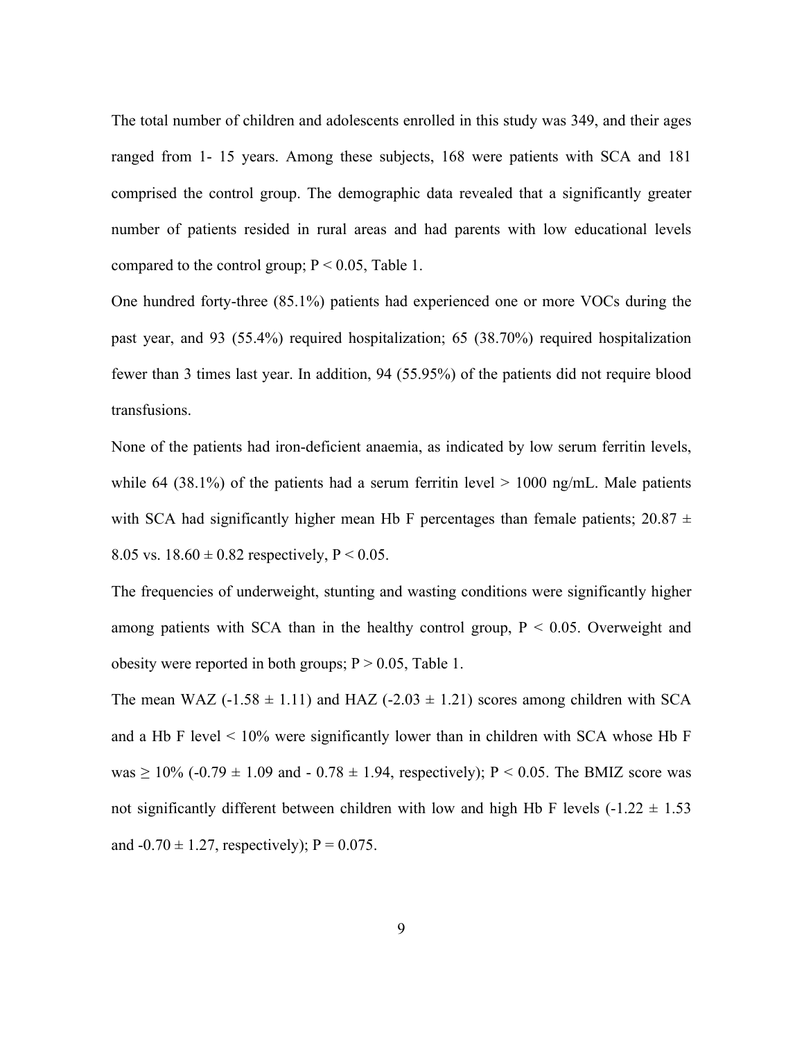The total number of children and adolescents enrolled in this study was 349, and their ages ranged from 1- 15 years. Among these subjects, 168 were patients with SCA and 181 comprised the control group. The demographic data revealed that a significantly greater number of patients resided in rural areas and had parents with low educational levels compared to the control group; $P < 0.05$, Table 1.

One hundred forty-three (85.1%) patients had experienced one or more VOCs during the past year, and 93 (55.4%) required hospitalization; 65 (38.70%) required hospitalization fewer than 3 times last year. In addition, 94 (55.95%) of the patients did not require blood transfusions.

None of the patients had iron-deficient anaemia, as indicated by low serum ferritin levels, while 64 (38.1%) of the patients had a serum ferritin level > 1000 ng/mL. Male patients with SCA had significantly higher mean Hb F percentages than female patients; $20.87 \pm 8.05$ vs. $18.60 \pm 0.82$ respectively, $P < 0.05$.

The frequencies of underweight, stunting and wasting conditions were significantly higher among patients with SCA than in the healthy control group, $P < 0.05$. Overweight and obesity were reported in both groups; $P > 0.05$, Table 1.

The mean WAZ ($-1.58 \pm 1.11$) and HAZ ($-2.03 \pm 1.21$) scores among children with SCA and a Hb F level < 10% were significantly lower than in children with SCA whose Hb F was ≥ 10% ($-0.79 \pm 1.09$ and $-0.78 \pm 1.94$, respectively); $P < 0.05$. The BMIZ score was not significantly different between children with low and high Hb F levels ($-1.22 \pm 1.53$ and $-0.70 \pm 1.27$, respectively); $P = 0.075$.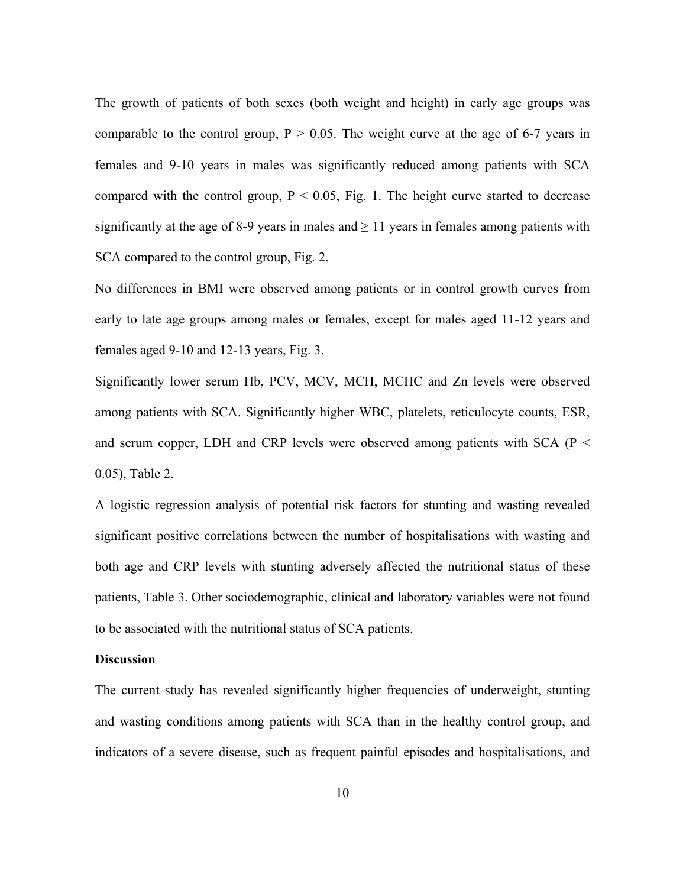The growth of patients of both sexes (both weight and height) in early age groups was comparable to the control group, $P > 0.05$. The weight curve at the age of 6-7 years in females and 9-10 years in males was significantly reduced among patients with SCA compared with the control group, $P < 0.05$, Fig. 1. The height curve started to decrease significantly at the age of 8-9 years in males and ≥ 11 years in females among patients with SCA compared to the control group, Fig. 2.

No differences in BMI were observed among patients or in control growth curves from early to late age groups among males or females, except for males aged 11-12 years and females aged 9-10 and 12-13 years, Fig. 3.

Significantly lower serum Hb, PCV, MCV, MCH, MCHC and Zn levels were observed among patients with SCA. Significantly higher WBC, platelets, reticulocyte counts, ESR, and serum copper, LDH and CRP levels were observed among patients with SCA ($P < 0.05$), Table 2.

A logistic regression analysis of potential risk factors for stunting and wasting revealed significant positive correlations between the number of hospitalisations with wasting and both age and CRP levels with stunting adversely affected the nutritional status of these patients, Table 3. Other sociodemographic, clinical and laboratory variables were not found to be associated with the nutritional status of SCA patients.

**Discussion**

The current study has revealed significantly higher frequencies of underweight, stunting and wasting conditions among patients with SCA than in the healthy control group, and indicators of a severe disease, such as frequent painful episodes and hospitalisations, and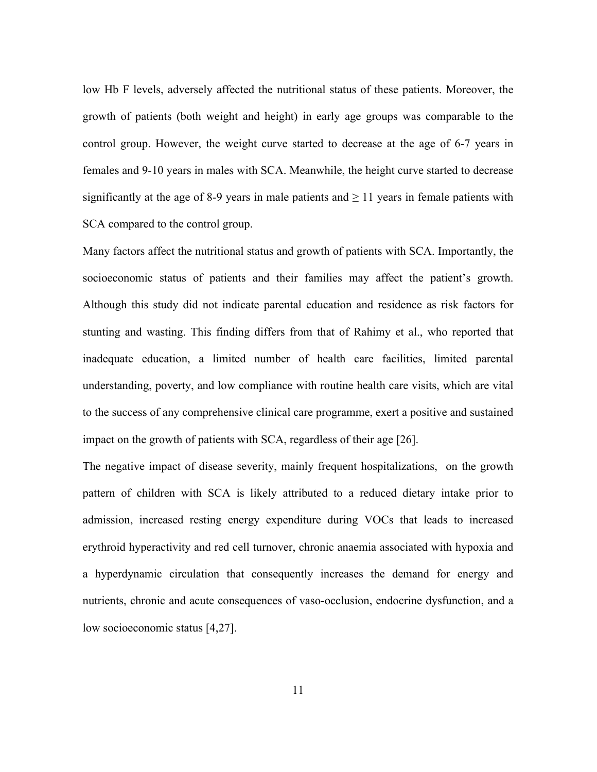low Hb F levels, adversely affected the nutritional status of these patients. Moreover, the growth of patients (both weight and height) in early age groups was comparable to the control group. However, the weight curve started to decrease at the age of 6-7 years in females and 9-10 years in males with SCA. Meanwhile, the height curve started to decrease significantly at the age of 8-9 years in male patients and ≥ 11 years in female patients with SCA compared to the control group.

Many factors affect the nutritional status and growth of patients with SCA. Importantly, the socioeconomic status of patients and their families may affect the patient's growth. Although this study did not indicate parental education and residence as risk factors for stunting and wasting. This finding differs from that of Rahimy et al., who reported that inadequate education, a limited number of health care facilities, limited parental understanding, poverty, and low compliance with routine health care visits, which are vital to the success of any comprehensive clinical care programme, exert a positive and sustained impact on the growth of patients with SCA, regardless of their age [26].

The negative impact of disease severity, mainly frequent hospitalizations, on the growth pattern of children with SCA is likely attributed to a reduced dietary intake prior to admission, increased resting energy expenditure during VOCs that leads to increased erythroid hyperactivity and red cell turnover, chronic anaemia associated with hypoxia and a hyperdynamic circulation that consequently increases the demand for energy and nutrients, chronic and acute consequences of vaso-occlusion, endocrine dysfunction, and a low socioeconomic status [4,27].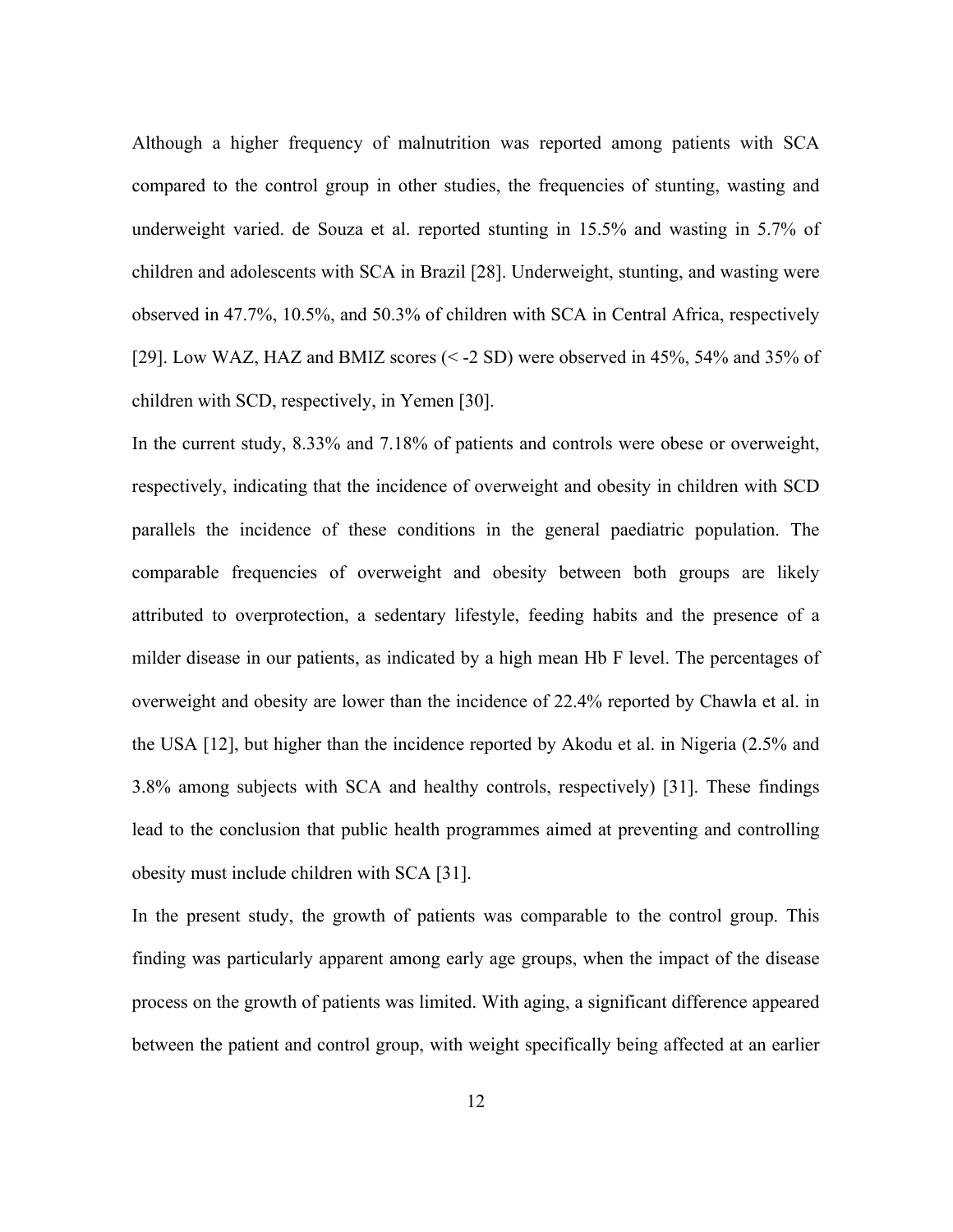Although a higher frequency of malnutrition was reported among patients with SCA compared to the control group in other studies, the frequencies of stunting, wasting and underweight varied. de Souza et al. reported stunting in 15.5% and wasting in 5.7% of children and adolescents with SCA in Brazil [28]. Underweight, stunting, and wasting were observed in 47.7%, 10.5%, and 50.3% of children with SCA in Central Africa, respectively [29]. Low WAZ, HAZ and BMIZ scores (< -2 SD) were observed in 45%, 54% and 35% of children with SCD, respectively, in Yemen [30].

In the current study, 8.33% and 7.18% of patients and controls were obese or overweight, respectively, indicating that the incidence of overweight and obesity in children with SCD parallels the incidence of these conditions in the general paediatric population. The comparable frequencies of overweight and obesity between both groups are likely attributed to overprotection, a sedentary lifestyle, feeding habits and the presence of a milder disease in our patients, as indicated by a high mean Hb F level. The percentages of overweight and obesity are lower than the incidence of 22.4% reported by Chawla et al. in the USA [12], but higher than the incidence reported by Akodu et al. in Nigeria (2.5% and 3.8% among subjects with SCA and healthy controls, respectively) [31]. These findings lead to the conclusion that public health programmes aimed at preventing and controlling obesity must include children with SCA [31].

In the present study, the growth of patients was comparable to the control group. This finding was particularly apparent among early age groups, when the impact of the disease process on the growth of patients was limited. With aging, a significant difference appeared between the patient and control group, with weight specifically being affected at an earlier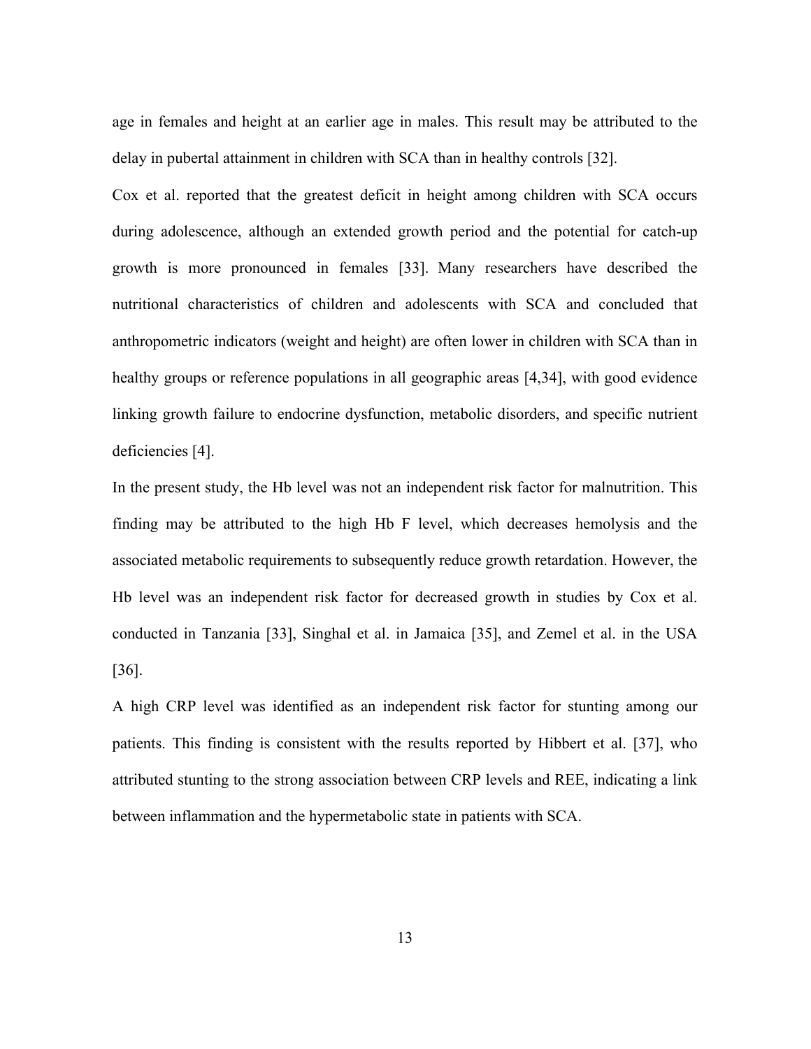age in females and height at an earlier age in males. This result may be attributed to the delay in pubertal attainment in children with SCA than in healthy controls [32].

Cox et al. reported that the greatest deficit in height among children with SCA occurs during adolescence, although an extended growth period and the potential for catch-up growth is more pronounced in females [33]. Many researchers have described the nutritional characteristics of children and adolescents with SCA and concluded that anthropometric indicators (weight and height) are often lower in children with SCA than in healthy groups or reference populations in all geographic areas [4,34], with good evidence linking growth failure to endocrine dysfunction, metabolic disorders, and specific nutrient deficiencies [4].

In the present study, the Hb level was not an independent risk factor for malnutrition. This finding may be attributed to the high Hb F level, which decreases hemolysis and the associated metabolic requirements to subsequently reduce growth retardation. However, the Hb level was an independent risk factor for decreased growth in studies by Cox et al. conducted in Tanzania [33], Singhal et al. in Jamaica [35], and Zemel et al. in the USA [36].

A high CRP level was identified as an independent risk factor for stunting among our patients. This finding is consistent with the results reported by Hibbert et al. [37], who attributed stunting to the strong association between CRP levels and REE, indicating a link between inflammation and the hypermetabolic state in patients with SCA.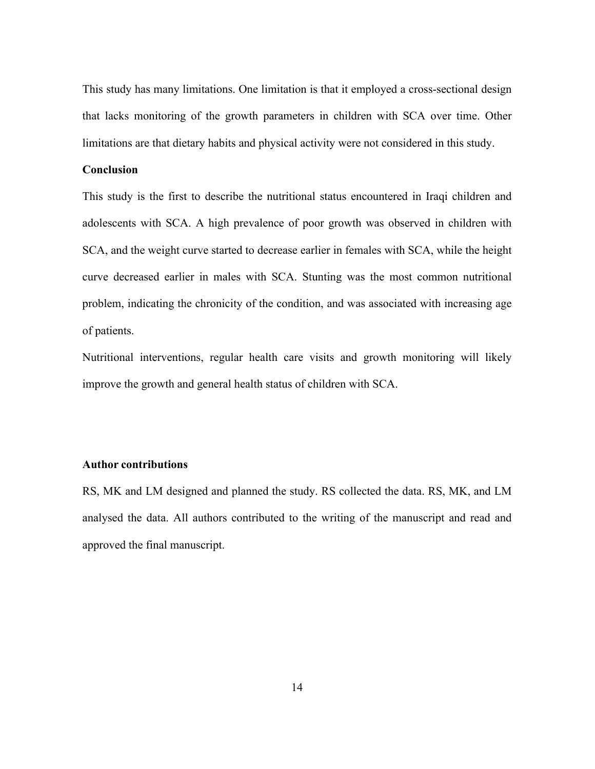This study has many limitations. One limitation is that it employed a cross-sectional design that lacks monitoring of the growth parameters in children with SCA over time. Other limitations are that dietary habits and physical activity were not considered in this study.

## Conclusion

This study is the first to describe the nutritional status encountered in Iraqi children and adolescents with SCA. A high prevalence of poor growth was observed in children with SCA, and the weight curve started to decrease earlier in females with SCA, while the height curve decreased earlier in males with SCA. Stunting was the most common nutritional problem, indicating the chronicity of the condition, and was associated with increasing age of patients.

Nutritional interventions, regular health care visits and growth monitoring will likely improve the growth and general health status of children with SCA.

## Author contributions

RS, MK and LM designed and planned the study. RS collected the data. RS, MK, and LM analysed the data. All authors contributed to the writing of the manuscript and read and approved the final manuscript.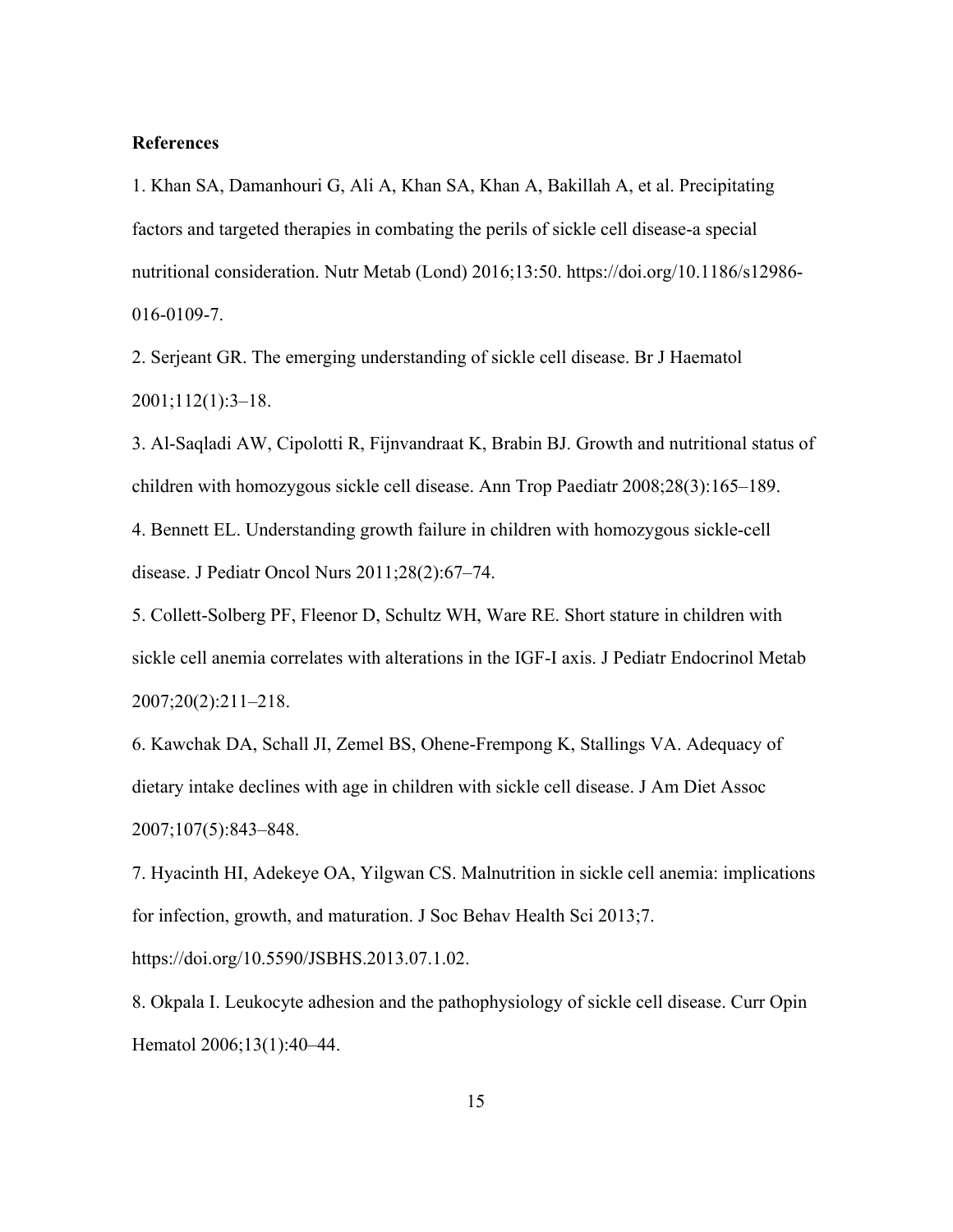**References**

1. Khan SA, Damanhouri G, Ali A, Khan SA, Khan A, Bakillah A, et al. Precipitating factors and targeted therapies in combating the perils of sickle cell disease-a special nutritional consideration. Nutr Metab (Lond) 2016;13:50. https://doi.org/10.1186/s12986-016-0109-7.

2. Serjeant GR. The emerging understanding of sickle cell disease. Br J Haematol 2001;112(1):3–18.

3. Al-Saqladi AW, Cipolotti R, Fijnvandraat K, Brabin BJ. Growth and nutritional status of children with homozygous sickle cell disease. Ann Trop Paediatr 2008;28(3):165–189.

4. Bennett EL. Understanding growth failure in children with homozygous sickle-cell disease. J Pediatr Oncol Nurs 2011;28(2):67–74.

5. Collett-Solberg PF, Fleenor D, Schultz WH, Ware RE. Short stature in children with sickle cell anemia correlates with alterations in the IGF-I axis. J Pediatr Endocrinol Metab 2007;20(2):211–218.

6. Kawchak DA, Schall JI, Zemel BS, Ohene-Frempong K, Stallings VA. Adequacy of dietary intake declines with age in children with sickle cell disease. J Am Diet Assoc 2007;107(5):843–848.

7. Hyacinth HI, Adekeye OA, Yilgwan CS. Malnutrition in sickle cell anemia: implications for infection, growth, and maturation. J Soc Behav Health Sci 2013;7. https://doi.org/10.5590/JSBHS.2013.07.1.02.

8. Okpala I. Leukocyte adhesion and the pathophysiology of sickle cell disease. Curr Opin Hematol 2006;13(1):40–44.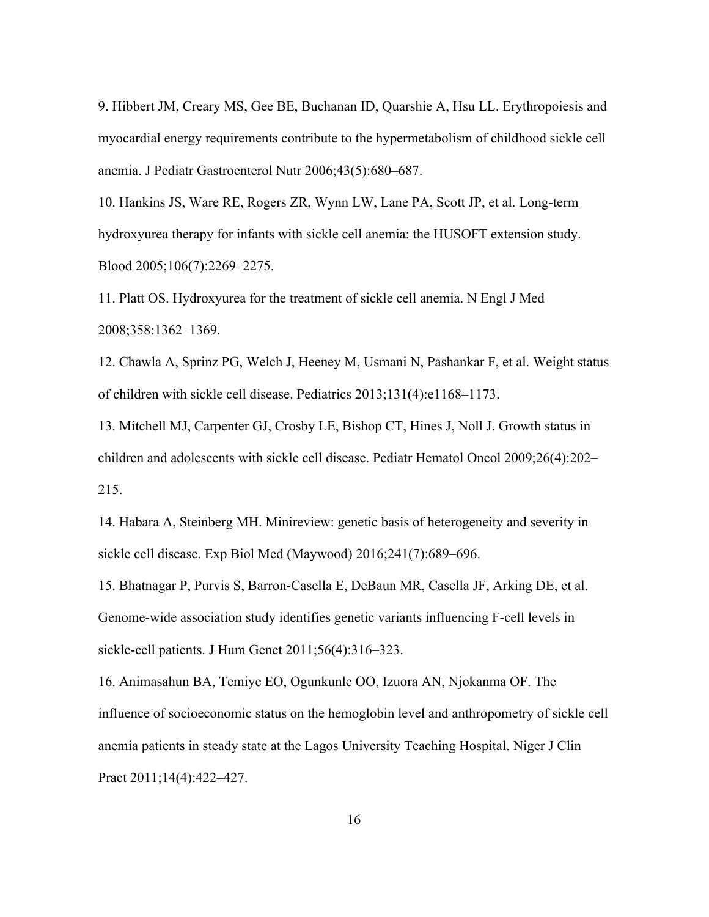9. Hibbert JM, Creary MS, Gee BE, Buchanan ID, Quarshie A, Hsu LL. Erythropoiesis and myocardial energy requirements contribute to the hypermetabolism of childhood sickle cell anemia. J Pediatr Gastroenterol Nutr 2006;43(5):680–687.

10. Hankins JS, Ware RE, Rogers ZR, Wynn LW, Lane PA, Scott JP, et al. Long-term hydroxyurea therapy for infants with sickle cell anemia: the HUSOFT extension study. Blood 2005;106(7):2269–2275.

11. Platt OS. Hydroxyurea for the treatment of sickle cell anemia. N Engl J Med 2008;358:1362–1369.

12. Chawla A, Sprinz PG, Welch J, Heeney M, Usmani N, Pashankar F, et al. Weight status of children with sickle cell disease. Pediatrics 2013;131(4):e1168–1173.

13. Mitchell MJ, Carpenter GJ, Crosby LE, Bishop CT, Hines J, Noll J. Growth status in children and adolescents with sickle cell disease. Pediatr Hematol Oncol 2009;26(4):202–215.

14. Habara A, Steinberg MH. Minireview: genetic basis of heterogeneity and severity in sickle cell disease. Exp Biol Med (Maywood) 2016;241(7):689–696.

15. Bhatnagar P, Purvis S, Barron-Casella E, DeBaun MR, Casella JF, Arking DE, et al. Genome-wide association study identifies genetic variants influencing F-cell levels in sickle-cell patients. J Hum Genet 2011;56(4):316–323.

16. Animasahun BA, Temiye EO, Ogunkunle OO, Izuora AN, Njokanma OF. The influence of socioeconomic status on the hemoglobin level and anthropometry of sickle cell anemia patients in steady state at the Lagos University Teaching Hospital. Niger J Clin Pract 2011;14(4):422–427.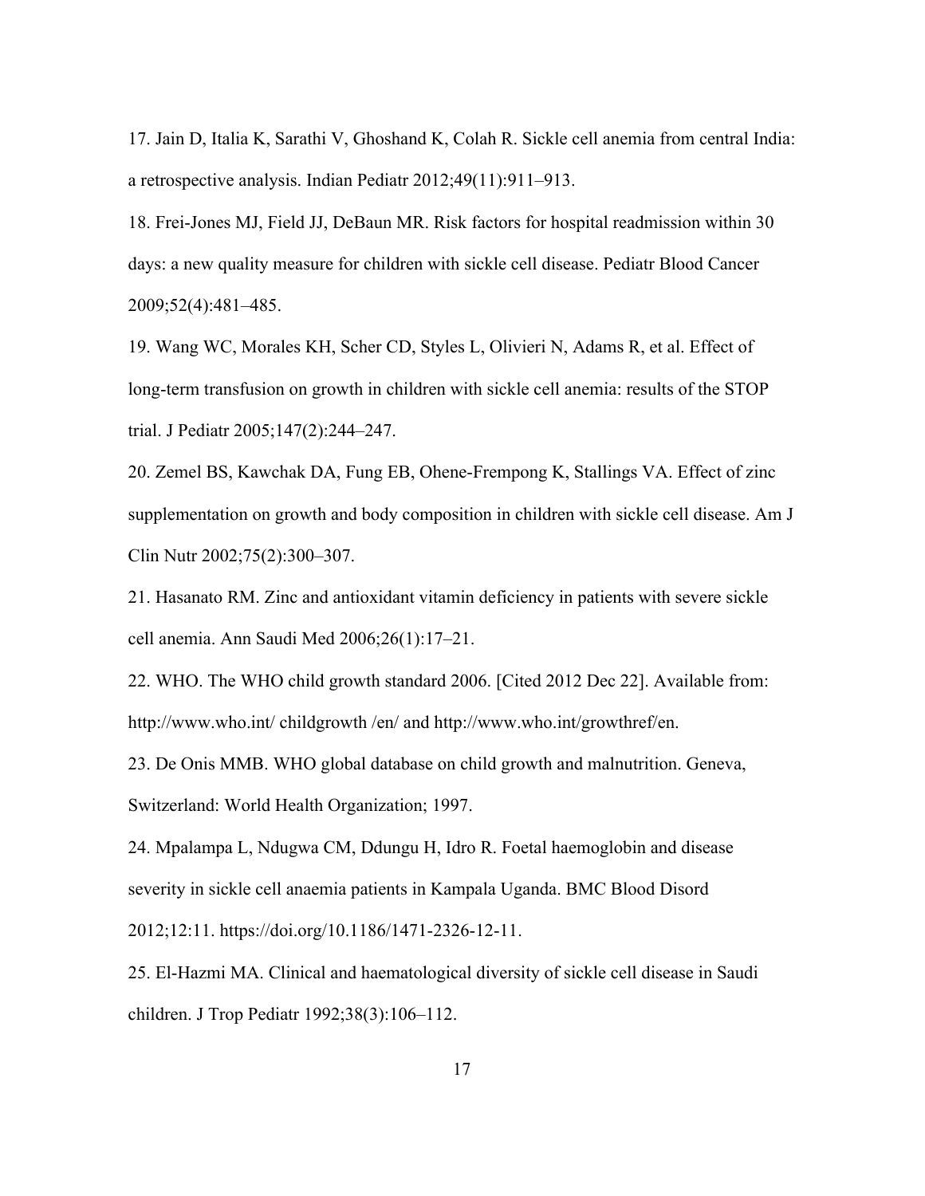17. Jain D, Italia K, Sarathi V, Ghoshand K, Colah R. Sickle cell anemia from central India: a retrospective analysis. Indian Pediatr 2012;49(11):911–913.

18. Frei-Jones MJ, Field JJ, DeBaun MR. Risk factors for hospital readmission within 30 days: a new quality measure for children with sickle cell disease. Pediatr Blood Cancer 2009;52(4):481–485.

19. Wang WC, Morales KH, Scher CD, Styles L, Olivieri N, Adams R, et al. Effect of long-term transfusion on growth in children with sickle cell anemia: results of the STOP trial. J Pediatr 2005;147(2):244–247.

20. Zemel BS, Kawchak DA, Fung EB, Ohene-Frempong K, Stallings VA. Effect of zinc supplementation on growth and body composition in children with sickle cell disease. Am J Clin Nutr 2002;75(2):300–307.

21. Hasanato RM. Zinc and antioxidant vitamin deficiency in patients with severe sickle cell anemia. Ann Saudi Med 2006;26(1):17–21.

22. WHO. The WHO child growth standard 2006. [Cited 2012 Dec 22]. Available from: http://www.who.int/ childgrowth /en/ and http://www.who.int/growthref/en.

23. De Onis MMB. WHO global database on child growth and malnutrition. Geneva, Switzerland: World Health Organization; 1997.

24. Mpalampa L, Ndugwa CM, Ddungu H, Idro R. Foetal haemoglobin and disease severity in sickle cell anaemia patients in Kampala Uganda. BMC Blood Disord 2012;12:11. https://doi.org/10.1186/1471-2326-12-11.

25. El-Hazmi MA. Clinical and haematological diversity of sickle cell disease in Saudi children. J Trop Pediatr 1992;38(3):106–112.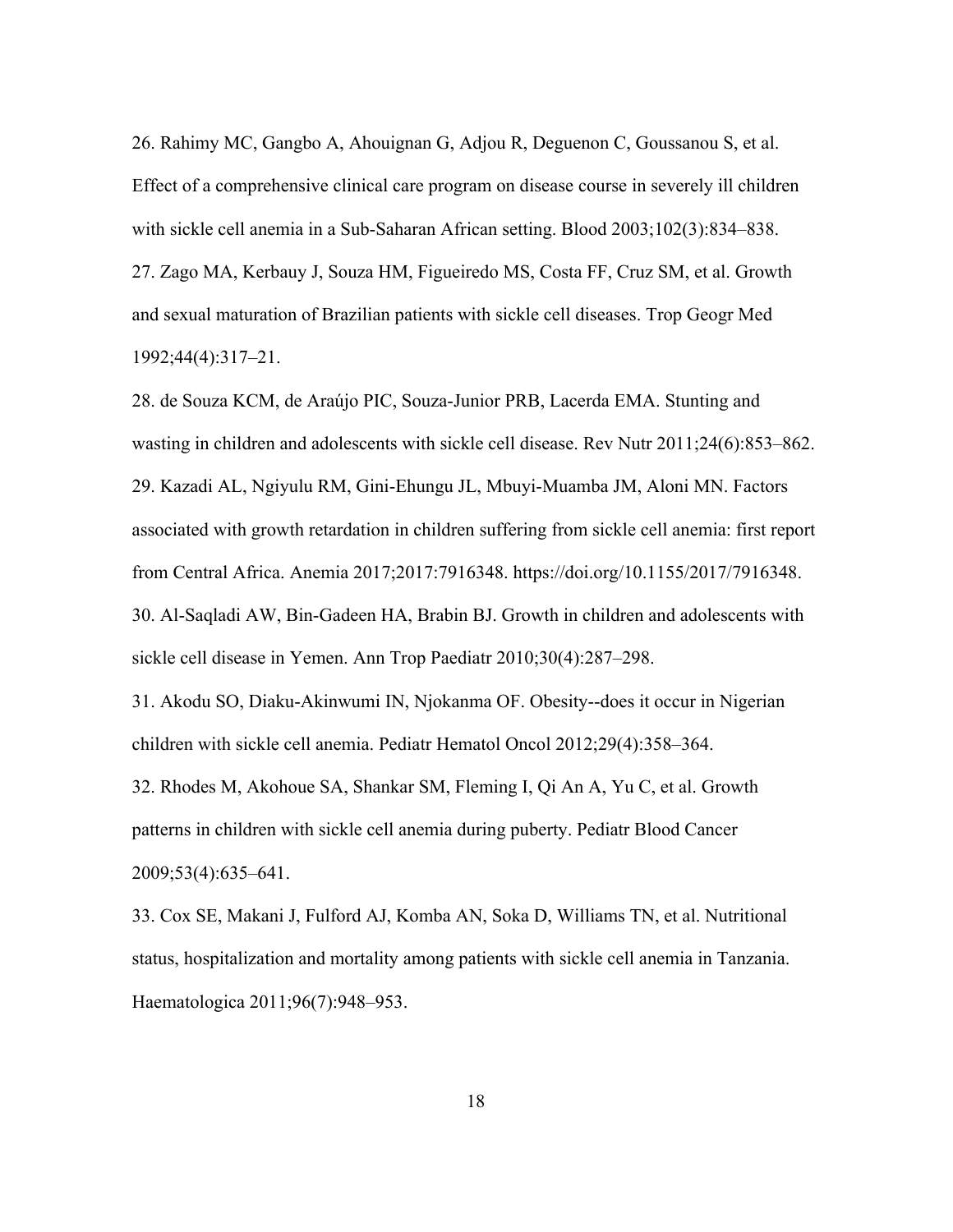26. Rahimy MC, Gangbo A, Ahouignan G, Adjou R, Deguenon C, Goussanou S, et al. Effect of a comprehensive clinical care program on disease course in severely ill children with sickle cell anemia in a Sub-Saharan African setting. Blood 2003;102(3):834–838.

27. Zago MA, Kerbauy J, Souza HM, Figueiredo MS, Costa FF, Cruz SM, et al. Growth and sexual maturation of Brazilian patients with sickle cell diseases. Trop Geogr Med 1992;44(4):317–21.

28. de Souza KCM, de Araújo PIC, Souza-Junior PRB, Lacerda EMA. Stunting and wasting in children and adolescents with sickle cell disease. Rev Nutr 2011;24(6):853–862.

29. Kazadi AL, Ngiyulu RM, Gini-Ehungu JL, Mbuyi-Muamba JM, Aloni MN. Factors associated with growth retardation in children suffering from sickle cell anemia: first report from Central Africa. Anemia 2017;2017:7916348. https://doi.org/10.1155/2017/7916348.

30. Al-Saqladi AW, Bin-Gadeen HA, Brabin BJ. Growth in children and adolescents with sickle cell disease in Yemen. Ann Trop Paediatr 2010;30(4):287–298.

31. Akodu SO, Diaku-Akinwumi IN, Njokanma OF. Obesity--does it occur in Nigerian children with sickle cell anemia. Pediatr Hematol Oncol 2012;29(4):358–364.

32. Rhodes M, Akohoue SA, Shankar SM, Fleming I, Qi An A, Yu C, et al. Growth patterns in children with sickle cell anemia during puberty. Pediatr Blood Cancer 2009;53(4):635–641.

33. Cox SE, Makani J, Fulford AJ, Komba AN, Soka D, Williams TN, et al. Nutritional status, hospitalization and mortality among patients with sickle cell anemia in Tanzania. Haematologica 2011;96(7):948–953.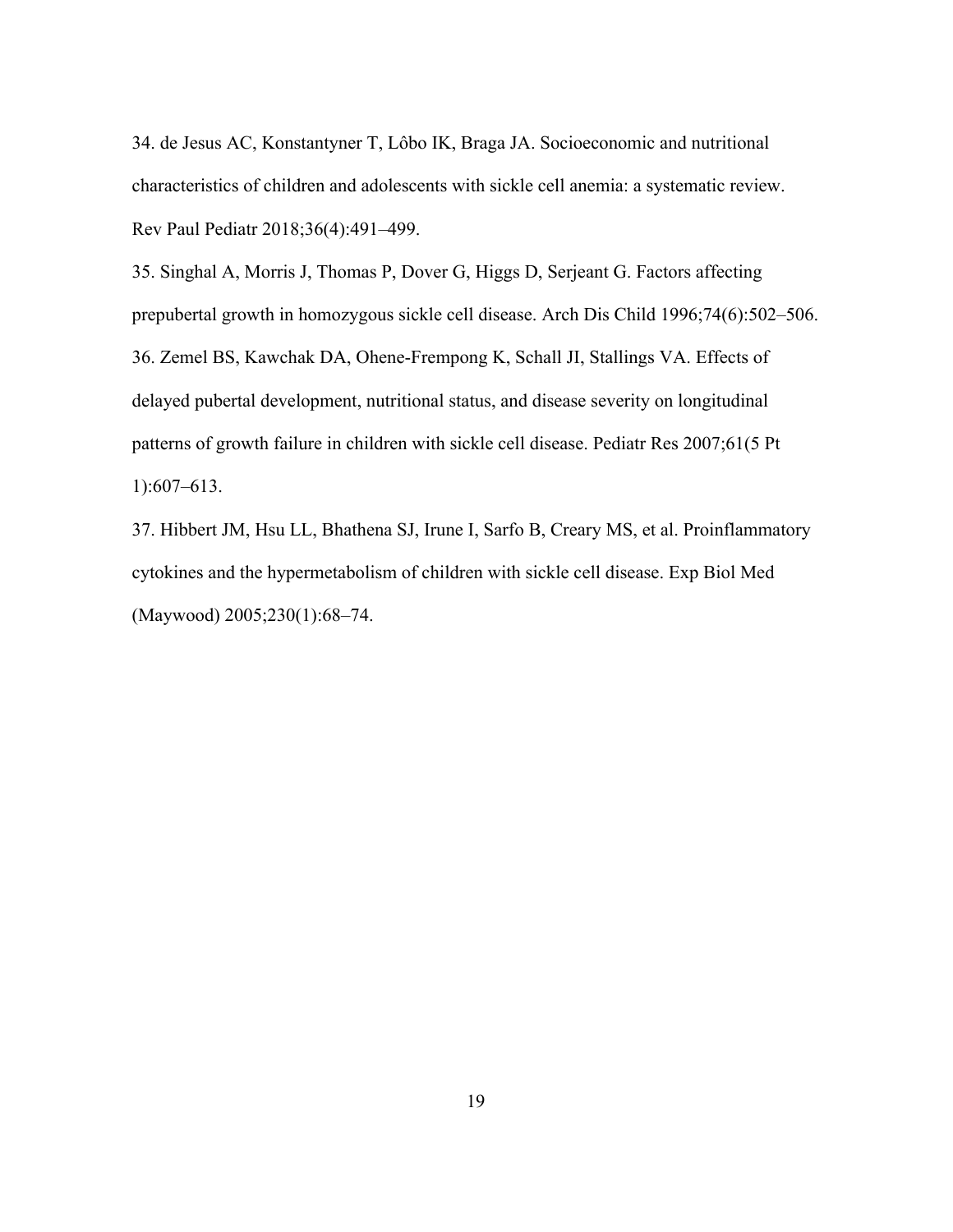34. de Jesus AC, Konstantyner T, Lôbo IK, Braga JA. Socioeconomic and nutritional characteristics of children and adolescents with sickle cell anemia: a systematic review. Rev Paul Pediatr 2018;36(4):491–499.

35. Singhal A, Morris J, Thomas P, Dover G, Higgs D, Serjeant G. Factors affecting prepubertal growth in homozygous sickle cell disease. Arch Dis Child 1996;74(6):502–506.

36. Zemel BS, Kawchak DA, Ohene-Frempong K, Schall JI, Stallings VA. Effects of delayed pubertal development, nutritional status, and disease severity on longitudinal patterns of growth failure in children with sickle cell disease. Pediatr Res 2007;61(5 Pt 1):607–613.

37. Hibbert JM, Hsu LL, Bhathena SJ, Irune I, Sarfo B, Creary MS, et al. Proinflammatory cytokines and the hypermetabolism of children with sickle cell disease. Exp Biol Med (Maywood) 2005;230(1):68–74.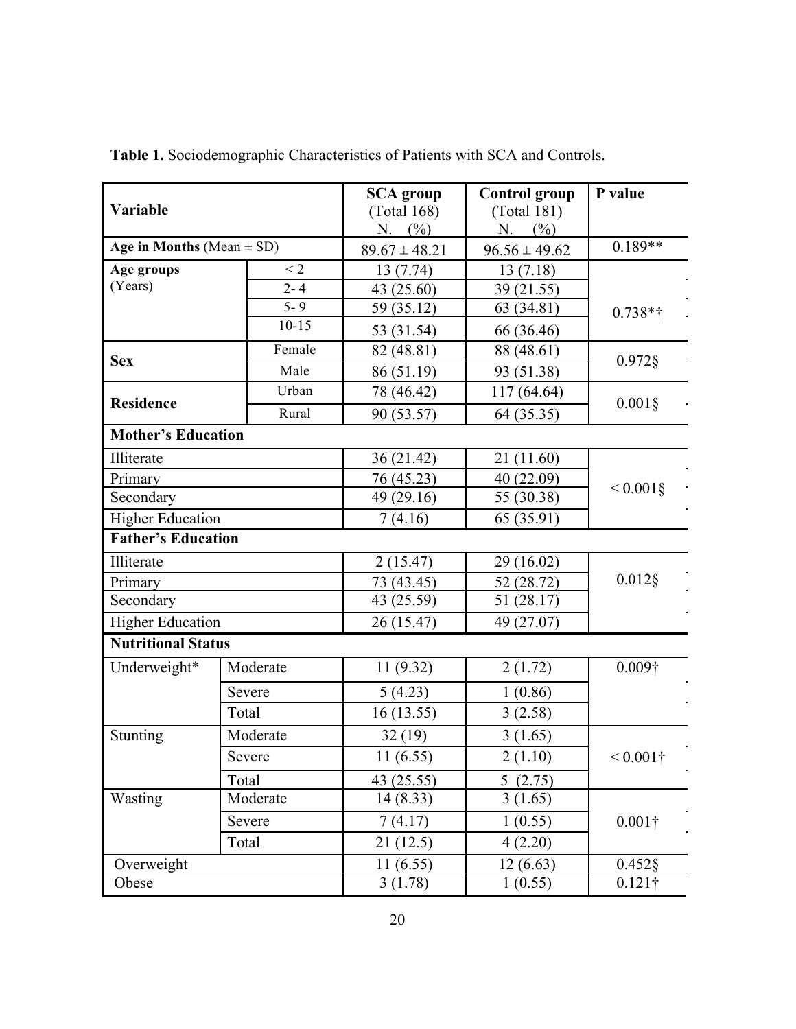**Table 1.** Sociodemographic Characteristics of Patients with SCA and Controls.

| Variable | | SCA group (Total 168) N. (%) | Control group (Total 181) N. (%) | P value |
|---|---|---|---|---|
| **Age in Months** (Mean ± SD) | | 89.67 ± 48.21 | 96.56 ± 49.62 | 0.189** |
| **Age groups** (Years) | < 2 | 13 (7.74) | 13 (7.18) | 0.738*† |
| | 2- 4 | 43 (25.60) | 39 (21.55) | |
| | 5- 9 | 59 (35.12) | 63 (34.81) | |
| | 10-15 | 53 (31.54) | 66 (36.46) | |
| **Sex** | Female | 82 (48.81) | 88 (48.61) | 0.972§ |
| | Male | 86 (51.19) | 93 (51.38) | |
| **Residence** | Urban | 78 (46.42) | 117 (64.64) | 0.001§ |
| | Rural | 90 (53.57) | 64 (35.35) | |
| **Mother's Education** | | | | |
| Illiterate | | 36 (21.42) | 21 (11.60) | < 0.001§ |
| Primary | | 76 (45.23) | 40 (22.09) | |
| Secondary | | 49 (29.16) | 55 (30.38) | |
| Higher Education | | 7 (4.16) | 65 (35.91) | |
| **Father's Education** | | | | |
| Illiterate | | 2 (15.47) | 29 (16.02) | 0.012§ |
| Primary | | 73 (43.45) | 52 (28.72) | |
| Secondary | | 43 (25.59) | 51 (28.17) | |
| Higher Education | | 26 (15.47) | 49 (27.07) | |
| **Nutritional Status** | | | | |
| Underweight* | Moderate | 11 (9.32) | 2 (1.72) | 0.009† |
| | Severe | 5 (4.23) | 1 (0.86) | |
| | Total | 16 (13.55) | 3 (2.58) | |
| Stunting | Moderate | 32 (19) | 3 (1.65) | < 0.001† |
| | Severe | 11 (6.55) | 2 (1.10) | |
| | Total | 43 (25.55) | 5 (2.75) | |
| Wasting | Moderate | 14 (8.33) | 3 (1.65) | 0.001† |
| | Severe | 7 (4.17) | 1 (0.55) | |
| | Total | 21 (12.5) | 4 (2.20) | |
| Overweight | | 11 (6.55) | 12 (6.63) | 0.452§ |
| Obese | | 3 (1.78) | 1 (0.55) | 0.121† |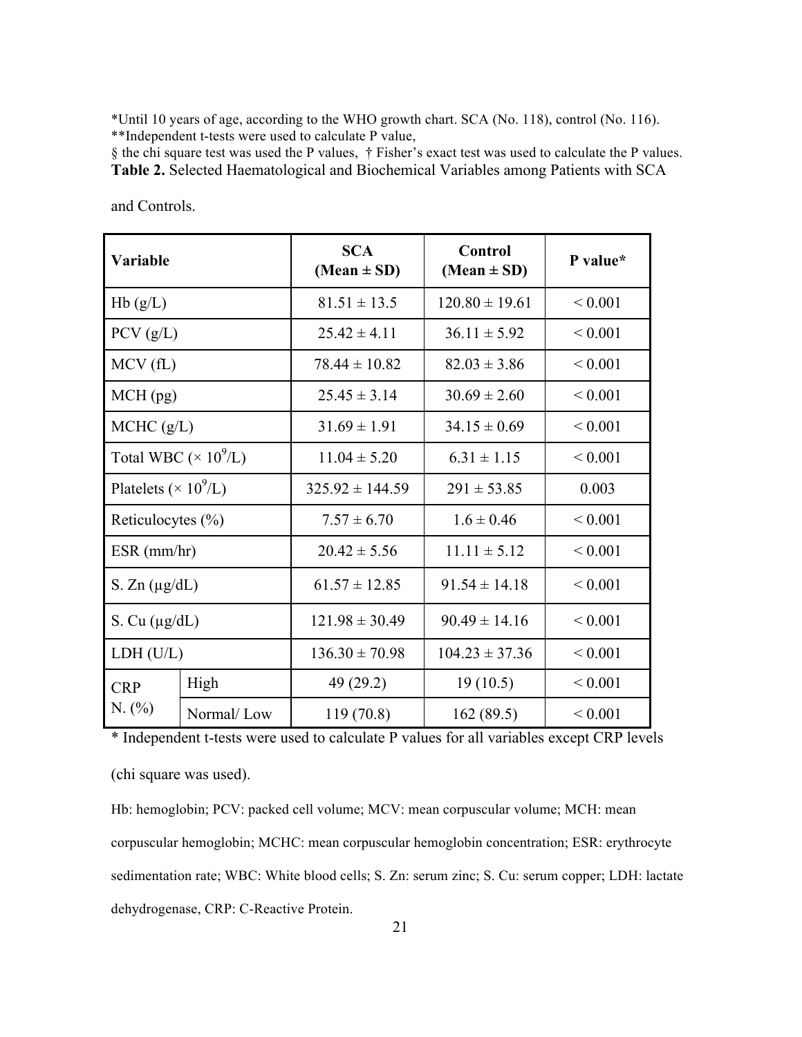*Until 10 years of age, according to the WHO growth chart. SCA (No. 118), control (No. 116).
**Independent t-tests were used to calculate P value,
§ the chi square test was used the P values, † Fisher's exact test was used to calculate the P values.

**Table 2.** Selected Haematological and Biochemical Variables among Patients with SCA and Controls.

| Variable | | SCA (Mean ± SD) | Control (Mean ± SD) | P value* |
|---|---|---|---|---|
| Hb (g/L) | | 81.51 ± 13.5 | 120.80 ± 19.61 | < 0.001 |
| PCV (g/L) | | 25.42 ± 4.11 | 36.11 ± 5.92 | < 0.001 |
| MCV (fL) | | 78.44 ± 10.82 | 82.03 ± 3.86 | < 0.001 |
| MCH (pg) | | 25.45 ± 3.14 | 30.69 ± 2.60 | < 0.001 |
| MCHC (g/L) | | 31.69 ± 1.91 | 34.15 ± 0.69 | < 0.001 |
| Total WBC ($\times 10^9$/L) | | 11.04 ± 5.20 | 6.31 ± 1.15 | < 0.001 |
| Platelets ($\times 10^9$/L) | | 325.92 ± 144.59 | 291 ± 53.85 | 0.003 |
| Reticulocytes (%) | | 7.57 ± 6.70 | 1.6 ± 0.46 | < 0.001 |
| ESR (mm/hr) | | 20.42 ± 5.56 | 11.11 ± 5.12 | < 0.001 |
| S. Zn (µg/dL) | | 61.57 ± 12.85 | 91.54 ± 14.18 | < 0.001 |
| S. Cu (µg/dL) | | 121.98 ± 30.49 | 90.49 ± 14.16 | < 0.001 |
| LDH (U/L) | | 136.30 ± 70.98 | 104.23 ± 37.36 | < 0.001 |
| CRP N. (%) | High | 49 (29.2) | 19 (10.5) | < 0.001 |
| | Normal/ Low | 119 (70.8) | 162 (89.5) | < 0.001 |

* Independent t-tests were used to calculate P values for all variables except CRP levels (chi square was used).

Hb: hemoglobin; PCV: packed cell volume; MCV: mean corpuscular volume; MCH: mean corpuscular hemoglobin; MCHC: mean corpuscular hemoglobin concentration; ESR: erythrocyte sedimentation rate; WBC: White blood cells; S. Zn: serum zinc; S. Cu: serum copper; LDH: lactate dehydrogenase, CRP: C-Reactive Protein.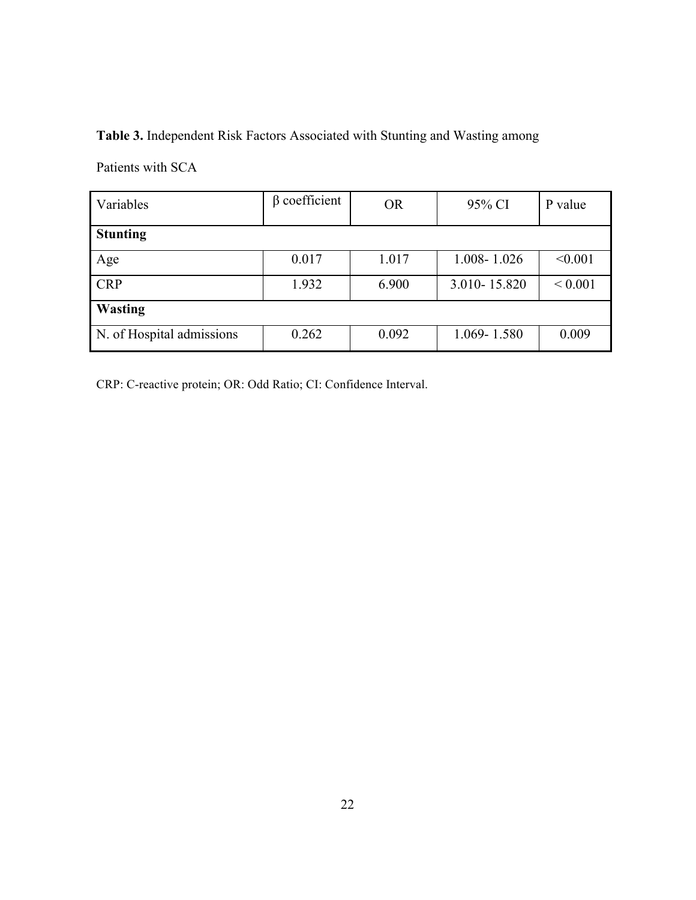**Table 3.** Independent Risk Factors Associated with Stunting and Wasting among Patients with SCA

| Variables | β coefficient | OR | 95% CI | P value |
|---|---|---|---|---|
| **Stunting** | | | | |
| Age | 0.017 | 1.017 | 1.008- 1.026 | <0.001 |
| CRP | 1.932 | 6.900 | 3.010- 15.820 | < 0.001 |
| **Wasting** | | | | |
| N. of Hospital admissions | 0.262 | 0.092 | 1.069- 1.580 | 0.009 |

CRP: C-reactive protein; OR: Odd Ratio; CI: Confidence Interval.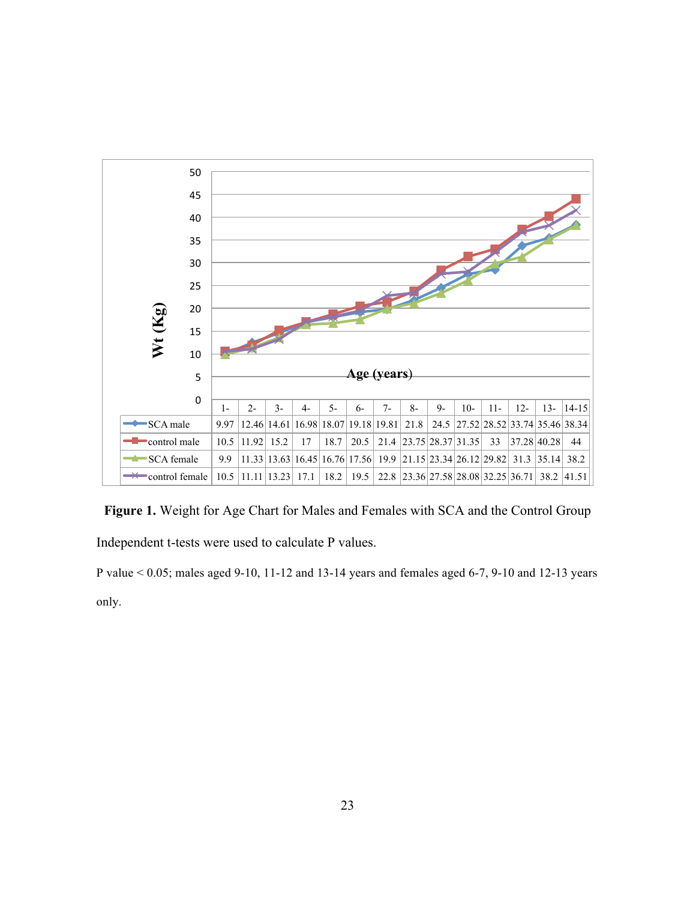| Wt (Kg) / Age (years) | 1- | 2- | 3- | 4- | 5- | 6- | 7- | 8- | 9- | 10- | 11- | 12- | 13- | 14-15 |
|---|---|---|---|---|---|---|---|---|---|---|---|---|---|---|
| SCA male | 9.97 | 12.46 | 14.61 | 16.98 | 18.07 | 19.18 | 19.81 | 21.8 | 24.5 | 27.52 | 28.52 | 33.74 | 35.46 | 38.34 |
| control male | 10.5 | 11.92 | 15.2 | 17 | 18.7 | 20.5 | 21.4 | 23.75 | 28.37 | 31.35 | 33 | 37.28 | 40.28 | 44 |
| SCA female | 9.9 | 11.33 | 13.63 | 16.45 | 16.76 | 17.56 | 19.9 | 21.15 | 23.34 | 26.12 | 29.82 | 31.3 | 35.14 | 38.2 |
| control female | 10.5 | 11.11 | 13.23 | 17.1 | 18.2 | 19.5 | 22.8 | 23.36 | 27.58 | 28.08 | 32.25 | 36.71 | 38.2 | 41.51 |

**Figure 1.** Weight for Age Chart for Males and Females with SCA and the Control Group

Independent t-tests were used to calculate P values.

P value < 0.05; males aged 9-10, 11-12 and 13-14 years and females aged 6-7, 9-10 and 12-13 years only.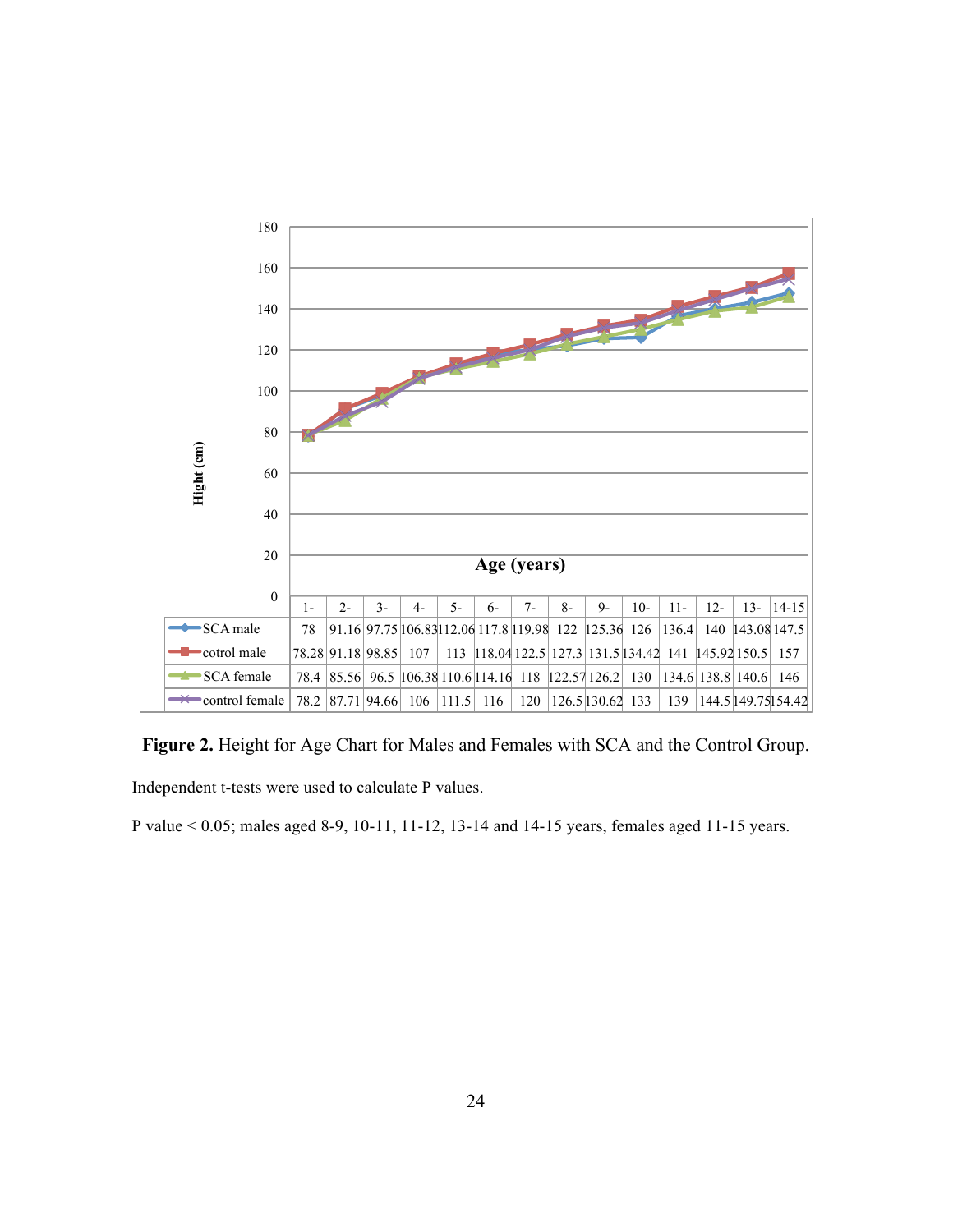| Age (years) | 1- | 2- | 3- | 4- | 5- | 6- | 7- | 8- | 9- | 10- | 11- | 12- | 13- | 14-15 |
|---|---|---|---|---|---|---|---|---|---|---|---|---|---|---|
| SCA male | 78 | 91.16 | 97.75 | 106.83 | 112.06 | 117.8 | 119.98 | 122 | 125.36 | 126 | 136.4 | 140 | 143.08 | 147.5 |
| cotrol male | 78.28 | 91.18 | 98.85 | 107 | 113 | 118.04 | 122.5 | 127.3 | 131.5 | 134.42 | 141 | 145.92 | 150.5 | 157 |
| SCA female | 78.4 | 85.56 | 96.5 | 106.38 | 110.6 | 114.16 | 118 | 122.57 | 126.2 | 130 | 134.6 | 138.8 | 140.6 | 146 |
| control female | 78.2 | 87.71 | 94.66 | 106 | 111.5 | 116 | 120 | 126.5 | 130.62 | 133 | 139 | 144.5 | 149.75 | 154.42 |

**Figure 2.** Height for Age Chart for Males and Females with SCA and the Control Group.

Independent t-tests were used to calculate P values.

P value < 0.05; males aged 8-9, 10-11, 11-12, 13-14 and 14-15 years, females aged 11-15 years.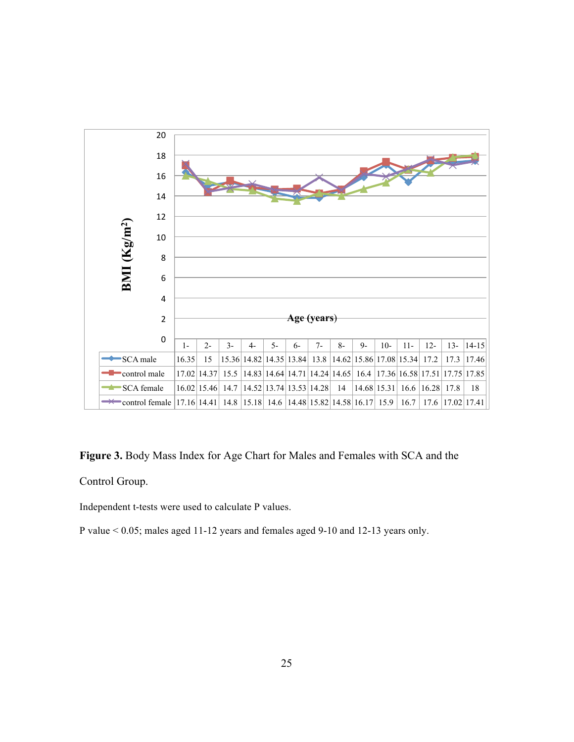BMI (Kg/m²)

20
18
16
14
12
10
8
6
4
2
0

Age (years)

1- 2- 3- 4- 5- 6- 7- 8- 9- 10- 11- 12- 13- 14-15

SCA male 16.35 15 15.36 14.82 14.35 13.84 13.8 14.62 15.86 17.08 15.34 17.2 17.3 17.46

control male 17.02 14.37 15.5 14.83 14.64 14.71 14.24 14.65 16.4 17.36 16.58 17.51 17.75 17.85

SCA female 16.02 15.46 14.7 14.52 13.74 13.53 14.28 14 14.68 15.31 16.6 16.28 17.8 18

control female 17.16 14.41 14.8 15.18 14.6 14.48 15.82 14.58 16.17 15.9 16.7 17.6 17.02 17.41

**Figure 3.** Body Mass Index for Age Chart for Males and Females with SCA and the Control Group.

Independent t-tests were used to calculate P values.

P value < 0.05; males aged 11-12 years and females aged 9-10 and 12-13 years only.